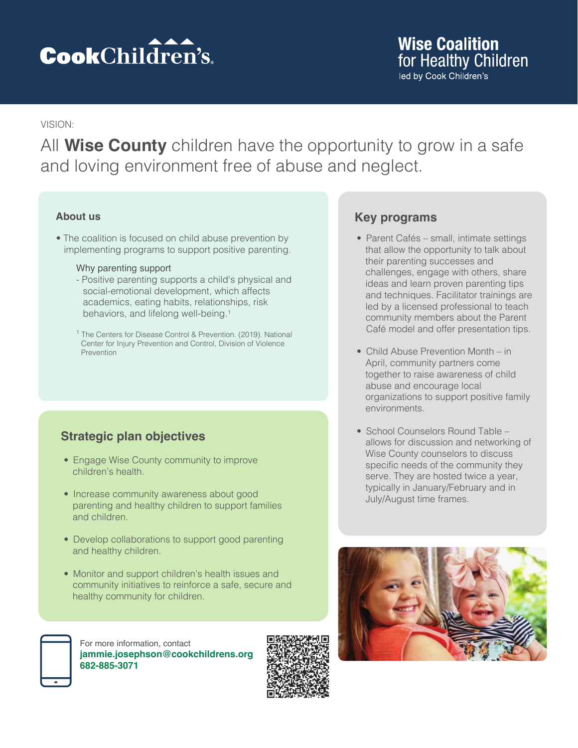CookChildren's

# Wise Coalition for Healthy Children

led by Cook Children's

VISION:

## All **Wise County** children have the opportunity to grow in a safe and loving environment free of abuse and neglect.

### About us

- The coalition is focused on child abuse prevention by implementing programs to support positive parenting.

  Why parenting support
  - Positive parenting supports a child's physical and social-emotional development, which affects academics, eating habits, relationships, risk behaviors, and lifelong well-being.[1]

  [1] The Centers for Disease Control & Prevention. (2019). National Center for Injury Prevention and Control, Division of Violence Prevention

### Strategic plan objectives

- Engage Wise County community to improve children's health.
- Increase community awareness about good parenting and healthy children to support families and children.
- Develop collaborations to support good parenting and healthy children.
- Monitor and support children's health issues and community initiatives to reinforce a safe, secure and healthy community for children.

### Key programs

- Parent Cafés – small, intimate settings that allow the opportunity to talk about their parenting successes and challenges, engage with others, share ideas and learn proven parenting tips and techniques. Facilitator trainings are led by a licensed professional to teach community members about the Parent Café model and offer presentation tips.
- Child Abuse Prevention Month – in April, community partners come together to raise awareness of child abuse and encourage local organizations to support positive family environments.
- School Counselors Round Table – allows for discussion and networking of Wise County counselors to discuss specific needs of the community they serve. They are hosted twice a year, typically in January/February and in July/August time frames.

For more information, contact
**jammie.josephson@cookchildrens.org**
**682-885-3071**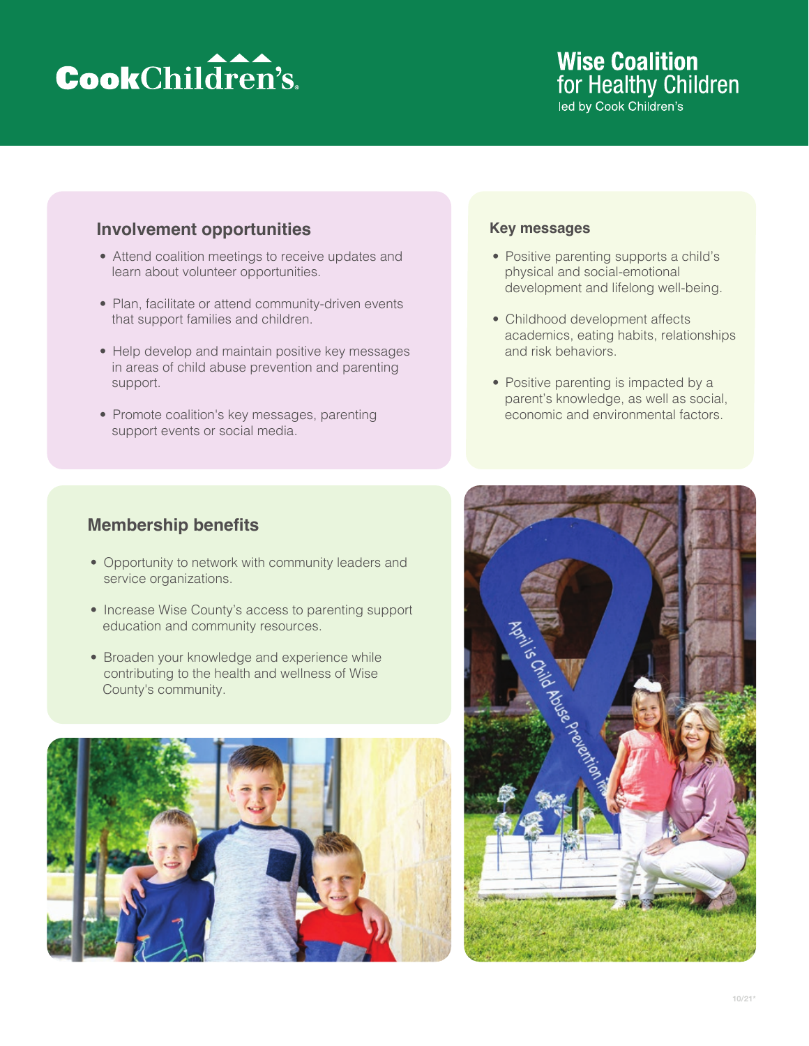CookChildren's

**Wise Coalition for Healthy Children**
led by Cook Children's

## Involvement opportunities

- Attend coalition meetings to receive updates and learn about volunteer opportunities.
- Plan, facilitate or attend community-driven events that support families and children.
- Help develop and maintain positive key messages in areas of child abuse prevention and parenting support.
- Promote coalition's key messages, parenting support events or social media.

## Key messages

- Positive parenting supports a child's physical and social-emotional development and lifelong well-being.
- Childhood development affects academics, eating habits, relationships and risk behaviors.
- Positive parenting is impacted by a parent's knowledge, as well as social, economic and environmental factors.

## Membership benefits

- Opportunity to network with community leaders and service organizations.
- Increase Wise County's access to parenting support education and community resources.
- Broaden your knowledge and experience while contributing to the health and wellness of Wise County's community.

10/21*